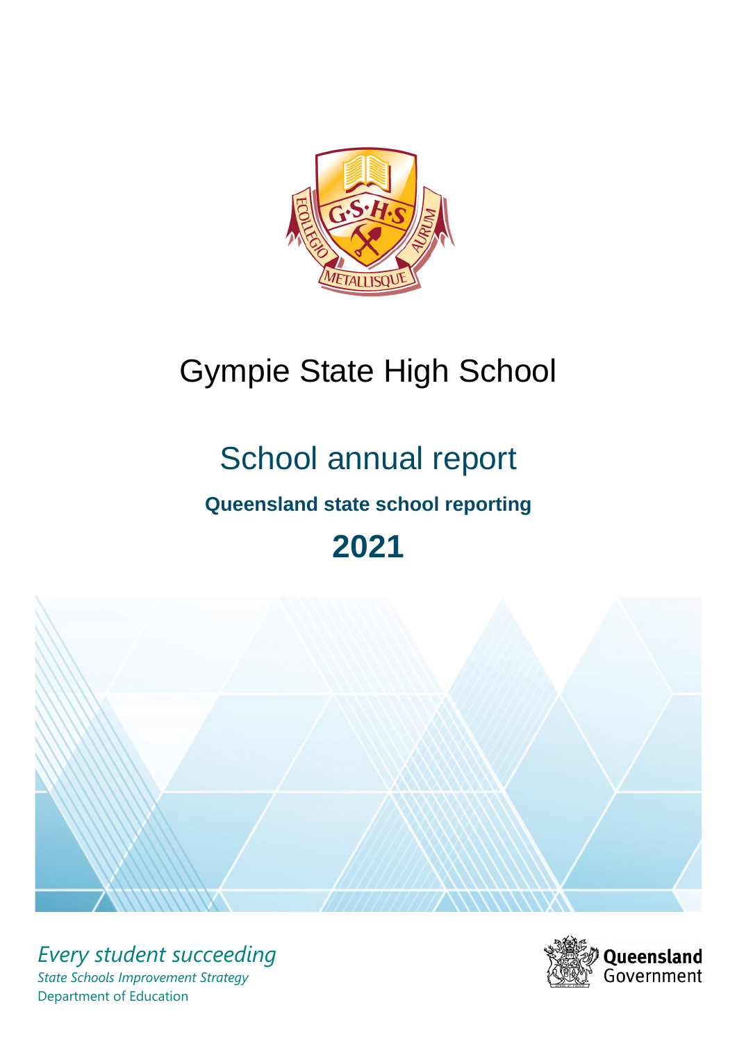# Gympie State High School

## School annual report

### Queensland state school reporting

## 2021

*Every student succeeding*

*State Schools Improvement Strategy*

Department of Education

Queensland Government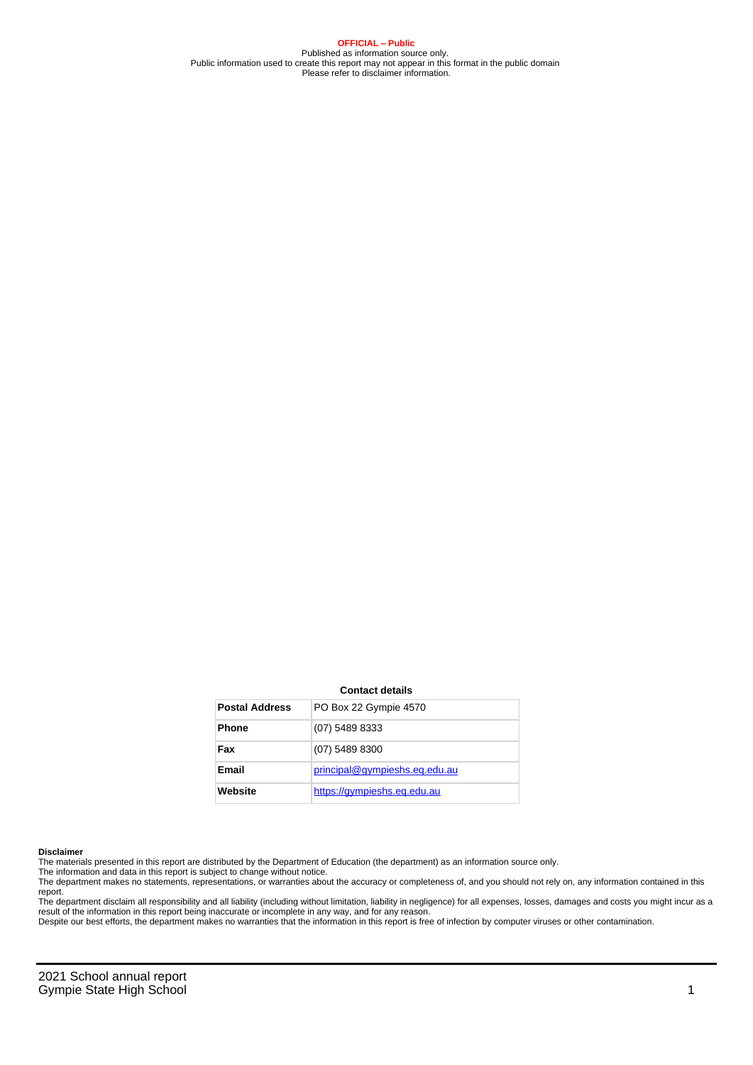**OFFICIAL – Public**
Published as information source only.
Public information used to create this report may not appear in this format in the public domain
Please refer to disclaimer information.

**Contact details**

| | |
|---|---|
| **Postal Address** | PO Box 22 Gympie 4570 |
| **Phone** | (07) 5489 8333 |
| **Fax** | (07) 5489 8300 |
| **Email** | principal@gympieshs.eq.edu.au |
| **Website** | https://gympieshs.eq.edu.au |

**Disclaimer**

The materials presented in this report are distributed by the Department of Education (the department) as an information source only.

The information and data in this report is subject to change without notice.

The department makes no statements, representations, or warranties about the accuracy or completeness of, and you should not rely on, any information contained in this report.

The department disclaim all responsibility and all liability (including without limitation, liability in negligence) for all expenses, losses, damages and costs you might incur as a result of the information in this report being inaccurate or incomplete in any way, and for any reason.

Despite our best efforts, the department makes no warranties that the information in this report is free of infection by computer viruses or other contamination.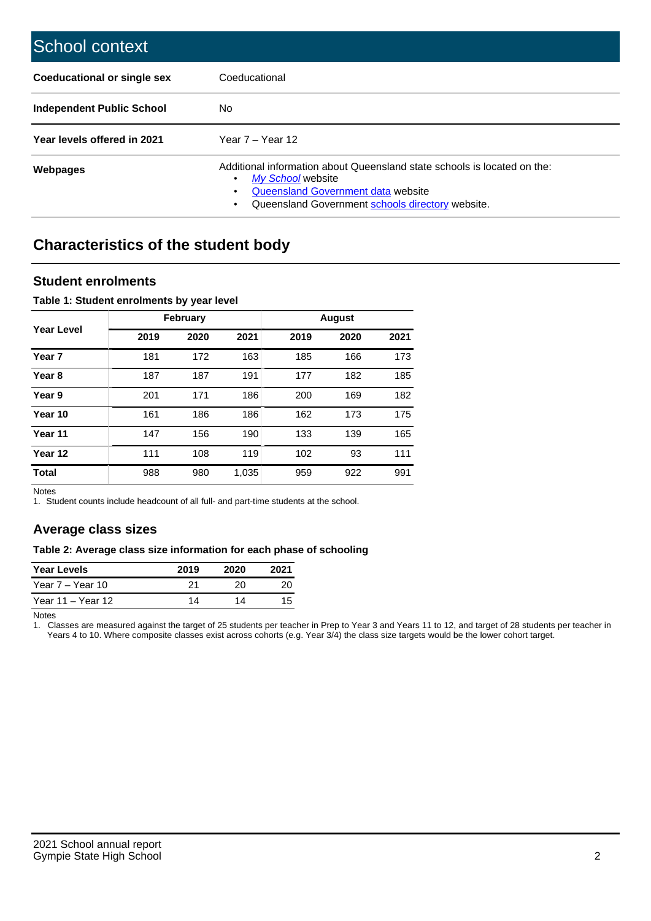# School context

| | |
|---|---|
| **Coeducational or single sex** | Coeducational |
| **Independent Public School** | No |
| **Year levels offered in 2021** | Year 7 – Year 12 |
| **Webpages** | Additional information about Queensland state schools is located on the:<br>• *My School* website<br>• Queensland Government data website<br>• Queensland Government schools directory website. |

## Characteristics of the student body

### Student enrolments

**Table 1: Student enrolments by year level**

| Year Level | February | | | August | | |
|---|---|---|---|---|---|---|
| | **2019** | **2020** | **2021** | **2019** | **2020** | **2021** |
| **Year 7** | 181 | 172 | 163 | 185 | 166 | 173 |
| **Year 8** | 187 | 187 | 191 | 177 | 182 | 185 |
| **Year 9** | 201 | 171 | 186 | 200 | 169 | 182 |
| **Year 10** | 161 | 186 | 186 | 162 | 173 | 175 |
| **Year 11** | 147 | 156 | 190 | 133 | 139 | 165 |
| **Year 12** | 111 | 108 | 119 | 102 | 93 | 111 |
| **Total** | 988 | 980 | 1,035 | 959 | 922 | 991 |

Notes

1. Student counts include headcount of all full- and part-time students at the school.

### Average class sizes

**Table 2: Average class size information for each phase of schooling**

| Year Levels | 2019 | 2020 | 2021 |
|---|---|---|---|
| Year 7 – Year 10 | 21 | 20 | 20 |
| Year 11 – Year 12 | 14 | 14 | 15 |

Notes

1. Classes are measured against the target of 25 students per teacher in Prep to Year 3 and Years 11 to 12, and target of 28 students per teacher in Years 4 to 10. Where composite classes exist across cohorts (e.g. Year 3/4) the class size targets would be the lower cohort target.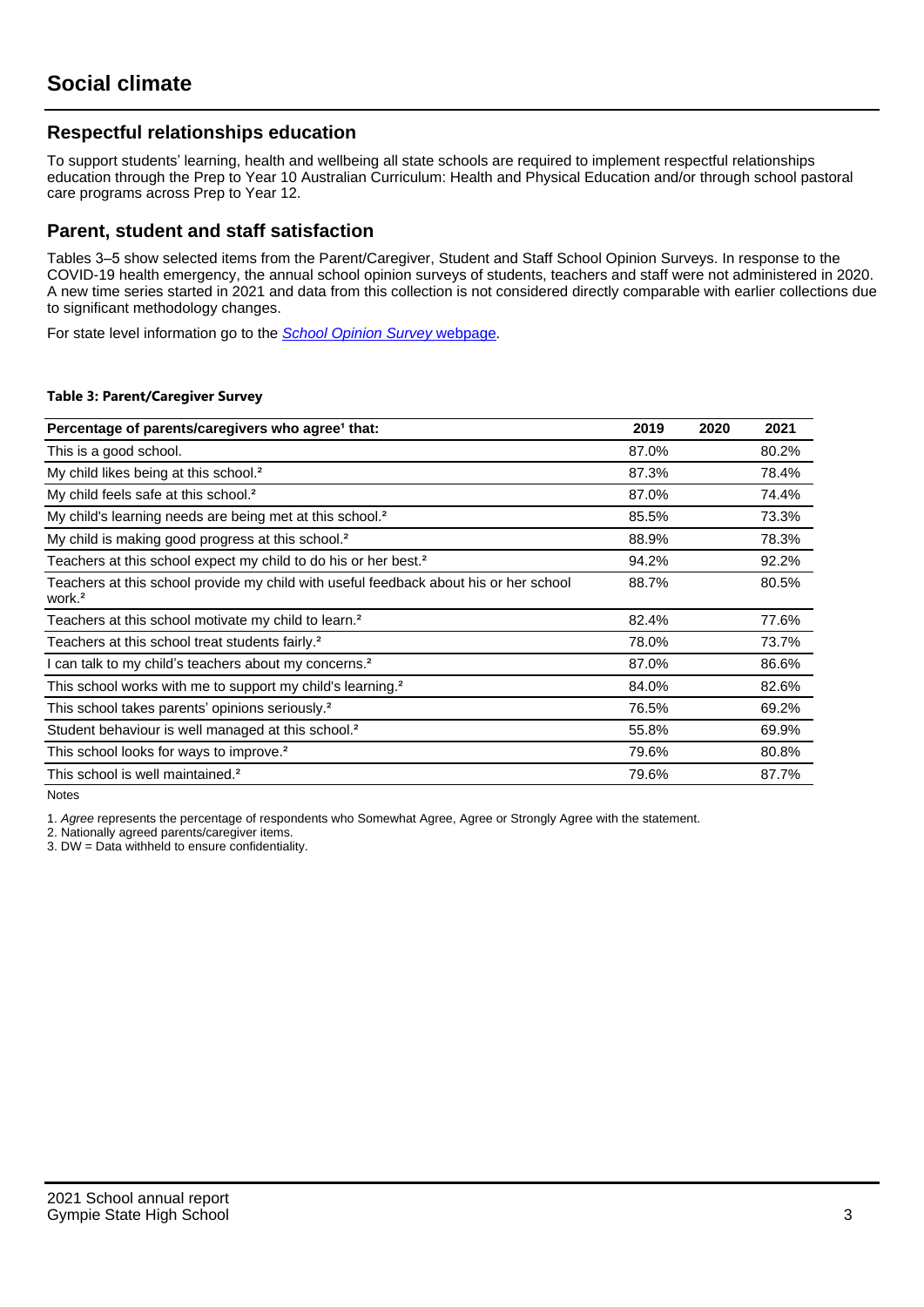# Social climate

## Respectful relationships education

To support students' learning, health and wellbeing all state schools are required to implement respectful relationships education through the Prep to Year 10 Australian Curriculum: Health and Physical Education and/or through school pastoral care programs across Prep to Year 12.

## Parent, student and staff satisfaction

Tables 3–5 show selected items from the Parent/Caregiver, Student and Staff School Opinion Surveys. In response to the COVID-19 health emergency, the annual school opinion surveys of students, teachers and staff were not administered in 2020. A new time series started in 2021 and data from this collection is not considered directly comparable with earlier collections due to significant methodology changes.

For state level information go to the *School Opinion Survey* webpage.

**Table 3: Parent/Caregiver Survey**

| Percentage of parents/caregivers who agree[1] that: | 2019 | 2020 | 2021 |
|---|---|---|---|
| This is a good school. | 87.0% | | 80.2% |
| My child likes being at this school.[2] | 87.3% | | 78.4% |
| My child feels safe at this school.[2] | 87.0% | | 74.4% |
| My child's learning needs are being met at this school.[2] | 85.5% | | 73.3% |
| My child is making good progress at this school.[2] | 88.9% | | 78.3% |
| Teachers at this school expect my child to do his or her best.[2] | 94.2% | | 92.2% |
| Teachers at this school provide my child with useful feedback about his or her school work.[2] | 88.7% | | 80.5% |
| Teachers at this school motivate my child to learn.[2] | 82.4% | | 77.6% |
| Teachers at this school treat students fairly.[2] | 78.0% | | 73.7% |
| I can talk to my child's teachers about my concerns.[2] | 87.0% | | 86.6% |
| This school works with me to support my child's learning.[2] | 84.0% | | 82.6% |
| This school takes parents' opinions seriously.[2] | 76.5% | | 69.2% |
| Student behaviour is well managed at this school.[2] | 55.8% | | 69.9% |
| This school looks for ways to improve.[2] | 79.6% | | 80.8% |
| This school is well maintained.[2] | 79.6% | | 87.7% |

Notes

1. *Agree* represents the percentage of respondents who Somewhat Agree, Agree or Strongly Agree with the statement.
2. Nationally agreed parents/caregiver items.
3. DW = Data withheld to ensure confidentiality.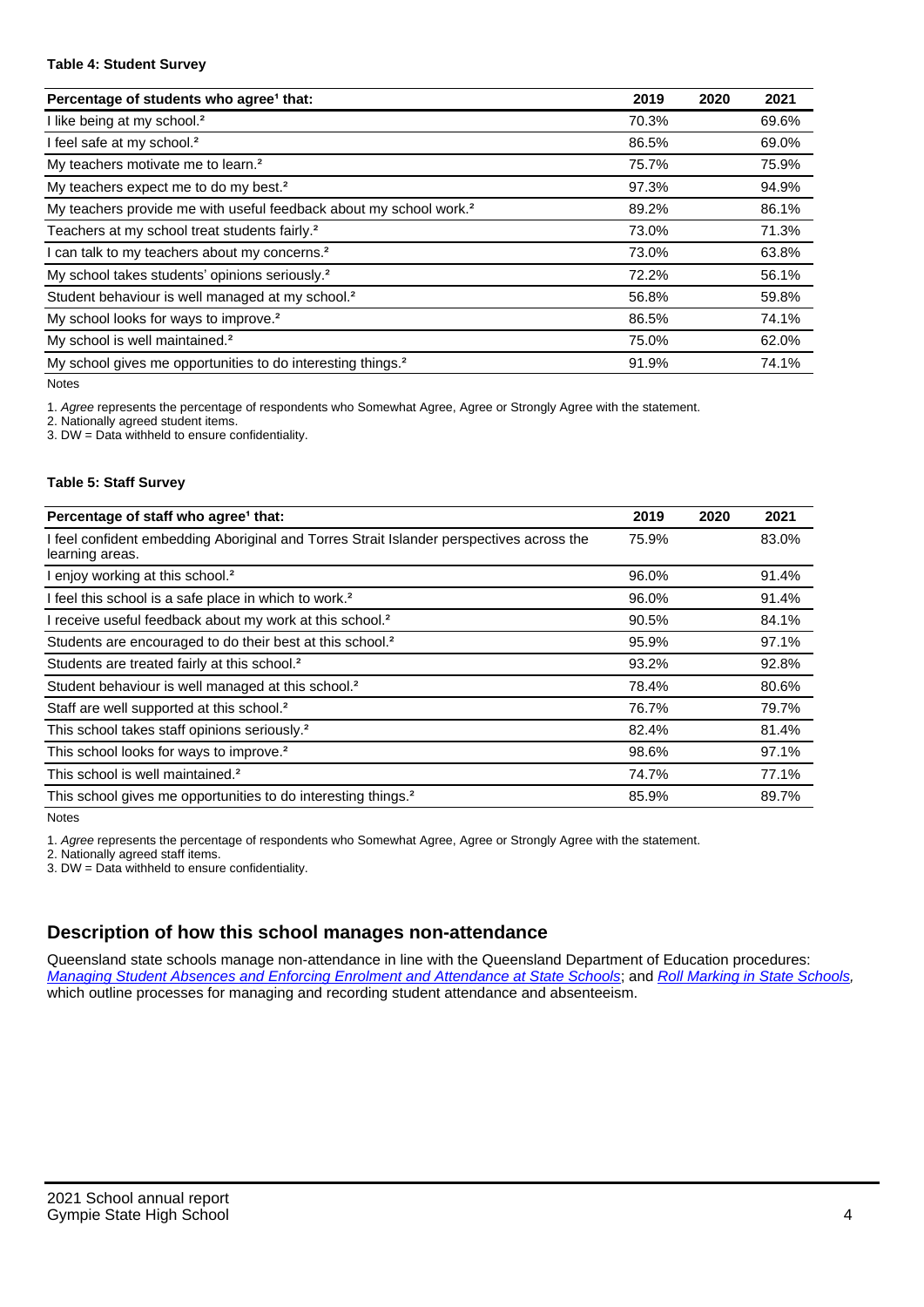#### Table 4: Student Survey

| Percentage of students who agree[1] that: | 2019 | 2020 | 2021 |
|---|---|---|---|
| I like being at my school.[2] | 70.3% | | 69.6% |
| I feel safe at my school.[2] | 86.5% | | 69.0% |
| My teachers motivate me to learn.[2] | 75.7% | | 75.9% |
| My teachers expect me to do my best.[2] | 97.3% | | 94.9% |
| My teachers provide me with useful feedback about my school work.[2] | 89.2% | | 86.1% |
| Teachers at my school treat students fairly.[2] | 73.0% | | 71.3% |
| I can talk to my teachers about my concerns.[2] | 73.0% | | 63.8% |
| My school takes students' opinions seriously.[2] | 72.2% | | 56.1% |
| Student behaviour is well managed at my school.[2] | 56.8% | | 59.8% |
| My school looks for ways to improve.[2] | 86.5% | | 74.1% |
| My school is well maintained.[2] | 75.0% | | 62.0% |
| My school gives me opportunities to do interesting things.[2] | 91.9% | | 74.1% |

Notes

1. *Agree* represents the percentage of respondents who Somewhat Agree, Agree or Strongly Agree with the statement.
2. Nationally agreed student items.
3. DW = Data withheld to ensure confidentiality.

#### Table 5: Staff Survey

| Percentage of staff who agree[1] that: | 2019 | 2020 | 2021 |
|---|---|---|---|
| I feel confident embedding Aboriginal and Torres Strait Islander perspectives across the learning areas. | 75.9% | | 83.0% |
| I enjoy working at this school.[2] | 96.0% | | 91.4% |
| I feel this school is a safe place in which to work.[2] | 96.0% | | 91.4% |
| I receive useful feedback about my work at this school.[2] | 90.5% | | 84.1% |
| Students are encouraged to do their best at this school.[2] | 95.9% | | 97.1% |
| Students are treated fairly at this school.[2] | 93.2% | | 92.8% |
| Student behaviour is well managed at this school.[2] | 78.4% | | 80.6% |
| Staff are well supported at this school.[2] | 76.7% | | 79.7% |
| This school takes staff opinions seriously.[2] | 82.4% | | 81.4% |
| This school looks for ways to improve.[2] | 98.6% | | 97.1% |
| This school is well maintained.[2] | 74.7% | | 77.1% |
| This school gives me opportunities to do interesting things.[2] | 85.9% | | 89.7% |

Notes

1. *Agree* represents the percentage of respondents who Somewhat Agree, Agree or Strongly Agree with the statement.
2. Nationally agreed staff items.
3. DW = Data withheld to ensure confidentiality.

## Description of how this school manages non-attendance

Queensland state schools manage non-attendance in line with the Queensland Department of Education procedures: *Managing Student Absences and Enforcing Enrolment and Attendance at State Schools*; and *Roll Marking in State Schools*, which outline processes for managing and recording student attendance and absenteeism.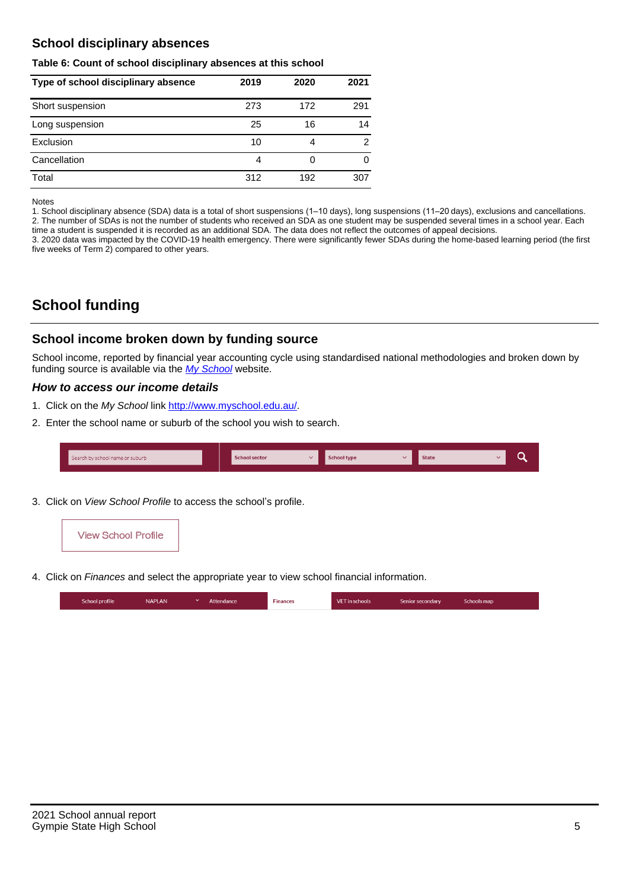## School disciplinary absences

**Table 6: Count of school disciplinary absences at this school**

| Type of school disciplinary absence | 2019 | 2020 | 2021 |
|---|---|---|---|
| Short suspension | 273 | 172 | 291 |
| Long suspension | 25 | 16 | 14 |
| Exclusion | 10 | 4 | 2 |
| Cancellation | 4 | 0 | 0 |
| Total | 312 | 192 | 307 |

Notes

1. School disciplinary absence (SDA) data is a total of short suspensions (1–10 days), long suspensions (11–20 days), exclusions and cancellations.
2. The number of SDAs is not the number of students who received an SDA as one student may be suspended several times in a school year. Each time a student is suspended it is recorded as an additional SDA. The data does not reflect the outcomes of appeal decisions.
3. 2020 data was impacted by the COVID-19 health emergency. There were significantly fewer SDAs during the home-based learning period (the first five weeks of Term 2) compared to other years.

# School funding

## School income broken down by funding source

School income, reported by financial year accounting cycle using standardised national methodologies and broken down by funding source is available via the *My School* website.

### *How to access our income details*

1. Click on the *My School* link http://www.myschool.edu.au/.
2. Enter the school name or suburb of the school you wish to search.

Search by school name or suburb | School sector | School type | State

3. Click on *View School Profile* to access the school's profile.

View School Profile

4. Click on *Finances* and select the appropriate year to view school financial information.

School profile | NAPLAN | Attendance | Finances | VET in schools | Senior secondary | Schools map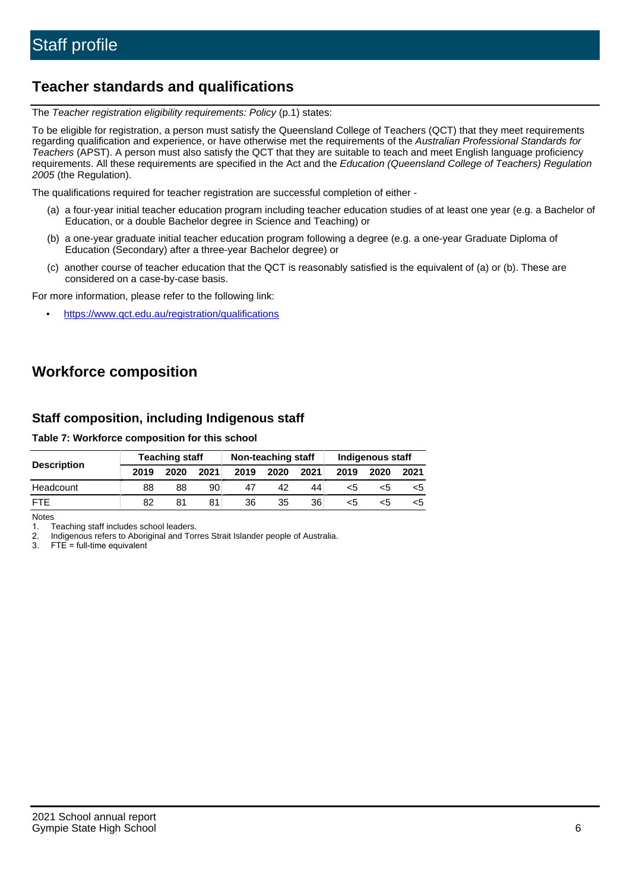# Staff profile

## Teacher standards and qualifications

The *Teacher registration eligibility requirements: Policy* (p.1) states:

To be eligible for registration, a person must satisfy the Queensland College of Teachers (QCT) that they meet requirements regarding qualification and experience, or have otherwise met the requirements of the *Australian Professional Standards for Teachers* (APST). A person must also satisfy the QCT that they are suitable to teach and meet English language proficiency requirements. All these requirements are specified in the Act and the *Education (Queensland College of Teachers) Regulation 2005* (the Regulation).

The qualifications required for teacher registration are successful completion of either -

(a) a four-year initial teacher education program including teacher education studies of at least one year (e.g. a Bachelor of Education, or a double Bachelor degree in Science and Teaching) or

(b) a one-year graduate initial teacher education program following a degree (e.g. a one-year Graduate Diploma of Education (Secondary) after a three-year Bachelor degree) or

(c) another course of teacher education that the QCT is reasonably satisfied is the equivalent of (a) or (b). These are considered on a case-by-case basis.

For more information, please refer to the following link:

- https://www.qct.edu.au/registration/qualifications

## Workforce composition

### Staff composition, including Indigenous staff

**Table 7: Workforce composition for this school**

| Description | Teaching staff | | | Non-teaching staff | | | Indigenous staff | | |
|---|---|---|---|---|---|---|---|---|---|
| | 2019 | 2020 | 2021 | 2019 | 2020 | 2021 | 2019 | 2020 | 2021 |
| Headcount | 88 | 88 | 90 | 47 | 42 | 44 | <5 | <5 | <5 |
| FTE | 82 | 81 | 81 | 36 | 35 | 36 | <5 | <5 | <5 |

Notes

1. Teaching staff includes school leaders.
2. Indigenous refers to Aboriginal and Torres Strait Islander people of Australia.
3. FTE = full-time equivalent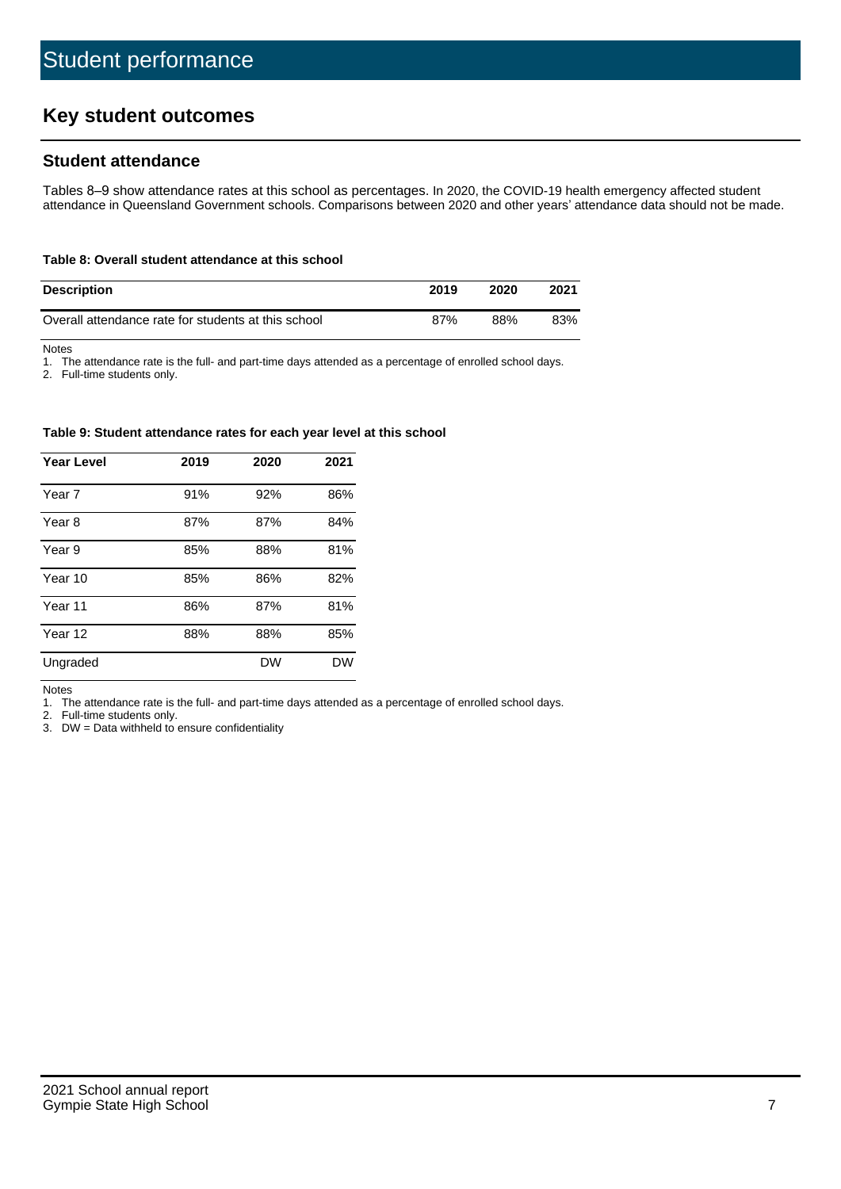# Student performance

## Key student outcomes

### Student attendance

Tables 8–9 show attendance rates at this school as percentages. In 2020, the COVID-19 health emergency affected student attendance in Queensland Government schools. Comparisons between 2020 and other years' attendance data should not be made.

**Table 8: Overall student attendance at this school**

| Description | 2019 | 2020 | 2021 |
|---|---|---|---|
| Overall attendance rate for students at this school | 87% | 88% | 83% |

Notes

1. The attendance rate is the full- and part-time days attended as a percentage of enrolled school days.
2. Full-time students only.

**Table 9: Student attendance rates for each year level at this school**

| Year Level | 2019 | 2020 | 2021 |
|---|---|---|---|
| Year 7 | 91% | 92% | 86% |
| Year 8 | 87% | 87% | 84% |
| Year 9 | 85% | 88% | 81% |
| Year 10 | 85% | 86% | 82% |
| Year 11 | 86% | 87% | 81% |
| Year 12 | 88% | 88% | 85% |
| Ungraded | | DW | DW |

Notes

1. The attendance rate is the full- and part-time days attended as a percentage of enrolled school days.
2. Full-time students only.
3. DW = Data withheld to ensure confidentiality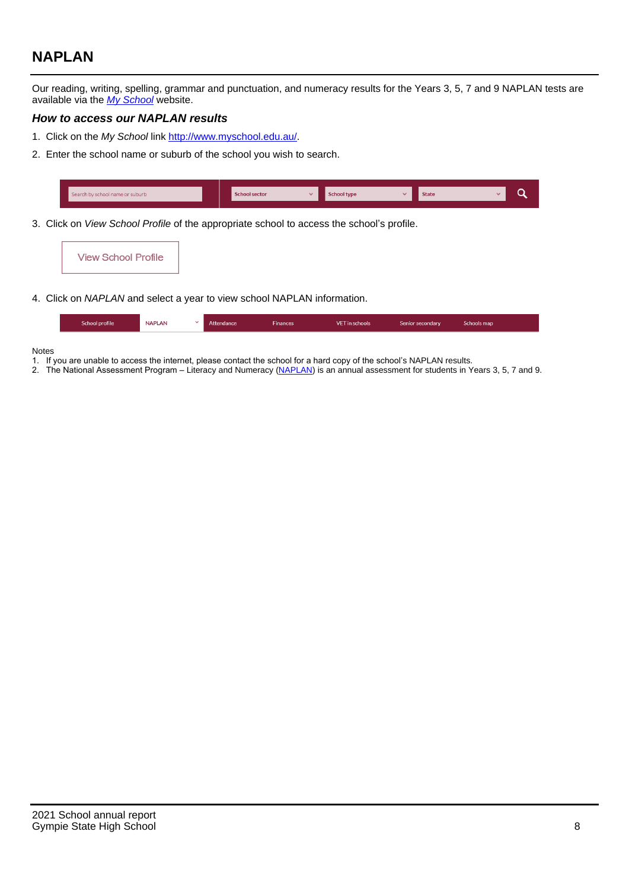## NAPLAN

Our reading, writing, spelling, grammar and punctuation, and numeracy results for the Years 3, 5, 7 and 9 NAPLAN tests are available via the [*My School*](http://www.myschool.edu.au/) website.

### *How to access our NAPLAN results*

1. Click on the *My School* link [http://www.myschool.edu.au/](http://www.myschool.edu.au/).
2. Enter the school name or suburb of the school you wish to search.

Search by school name or suburb | School sector | School type | State

3. Click on *View School Profile* of the appropriate school to access the school's profile.

View School Profile

4. Click on *NAPLAN* and select a year to view school NAPLAN information.

School profile | NAPLAN | Attendance | Finances | VET in schools | Senior secondary | Schools map

Notes
1. If you are unable to access the internet, please contact the school for a hard copy of the school's NAPLAN results.
2. The National Assessment Program – Literacy and Numeracy (NAPLAN) is an annual assessment for students in Years 3, 5, 7 and 9.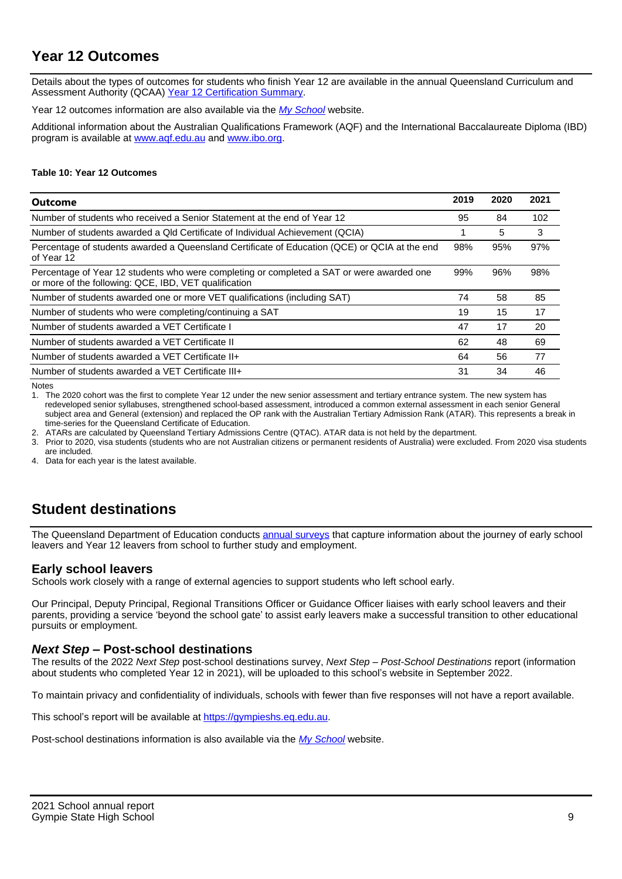## Year 12 Outcomes

Details about the types of outcomes for students who finish Year 12 are available in the annual Queensland Curriculum and Assessment Authority (QCAA) Year 12 Certification Summary.

Year 12 outcomes information are also available via the *My School* website.

Additional information about the Australian Qualifications Framework (AQF) and the International Baccalaureate Diploma (IBD) program is available at www.aqf.edu.au and www.ibo.org.

**Table 10: Year 12 Outcomes**

| Outcome | 2019 | 2020 | 2021 |
|---|---|---|---|
| Number of students who received a Senior Statement at the end of Year 12 | 95 | 84 | 102 |
| Number of students awarded a Qld Certificate of Individual Achievement (QCIA) | 1 | 5 | 3 |
| Percentage of students awarded a Queensland Certificate of Education (QCE) or QCIA at the end of Year 12 | 98% | 95% | 97% |
| Percentage of Year 12 students who were completing or completed a SAT or were awarded one or more of the following: QCE, IBD, VET qualification | 99% | 96% | 98% |
| Number of students awarded one or more VET qualifications (including SAT) | 74 | 58 | 85 |
| Number of students who were completing/continuing a SAT | 19 | 15 | 17 |
| Number of students awarded a VET Certificate I | 47 | 17 | 20 |
| Number of students awarded a VET Certificate II | 62 | 48 | 69 |
| Number of students awarded a VET Certificate II+ | 64 | 56 | 77 |
| Number of students awarded a VET Certificate III+ | 31 | 34 | 46 |

Notes

1. The 2020 cohort was the first to complete Year 12 under the new senior assessment and tertiary entrance system. The new system has redeveloped senior syllabuses, strengthened school-based assessment, introduced a common external assessment in each senior General subject area and General (extension) and replaced the OP rank with the Australian Tertiary Admission Rank (ATAR). This represents a break in time-series for the Queensland Certificate of Education.
2. ATARs are calculated by Queensland Tertiary Admissions Centre (QTAC). ATAR data is not held by the department.
3. Prior to 2020, visa students (students who are not Australian citizens or permanent residents of Australia) were excluded. From 2020 visa students are included.
4. Data for each year is the latest available.

## Student destinations

The Queensland Department of Education conducts annual surveys that capture information about the journey of early school leavers and Year 12 leavers from school to further study and employment.

### Early school leavers

Schools work closely with a range of external agencies to support students who left school early.

Our Principal, Deputy Principal, Regional Transitions Officer or Guidance Officer liaises with early school leavers and their parents, providing a service 'beyond the school gate' to assist early leavers make a successful transition to other educational pursuits or employment.

### *Next Step* – Post-school destinations

The results of the 2022 *Next Step* post-school destinations survey, *Next Step – Post-School Destinations* report (information about students who completed Year 12 in 2021), will be uploaded to this school's website in September 2022.

To maintain privacy and confidentiality of individuals, schools with fewer than five responses will not have a report available.

This school's report will be available at https://gympieshs.eq.edu.au.

Post-school destinations information is also available via the *My School* website.